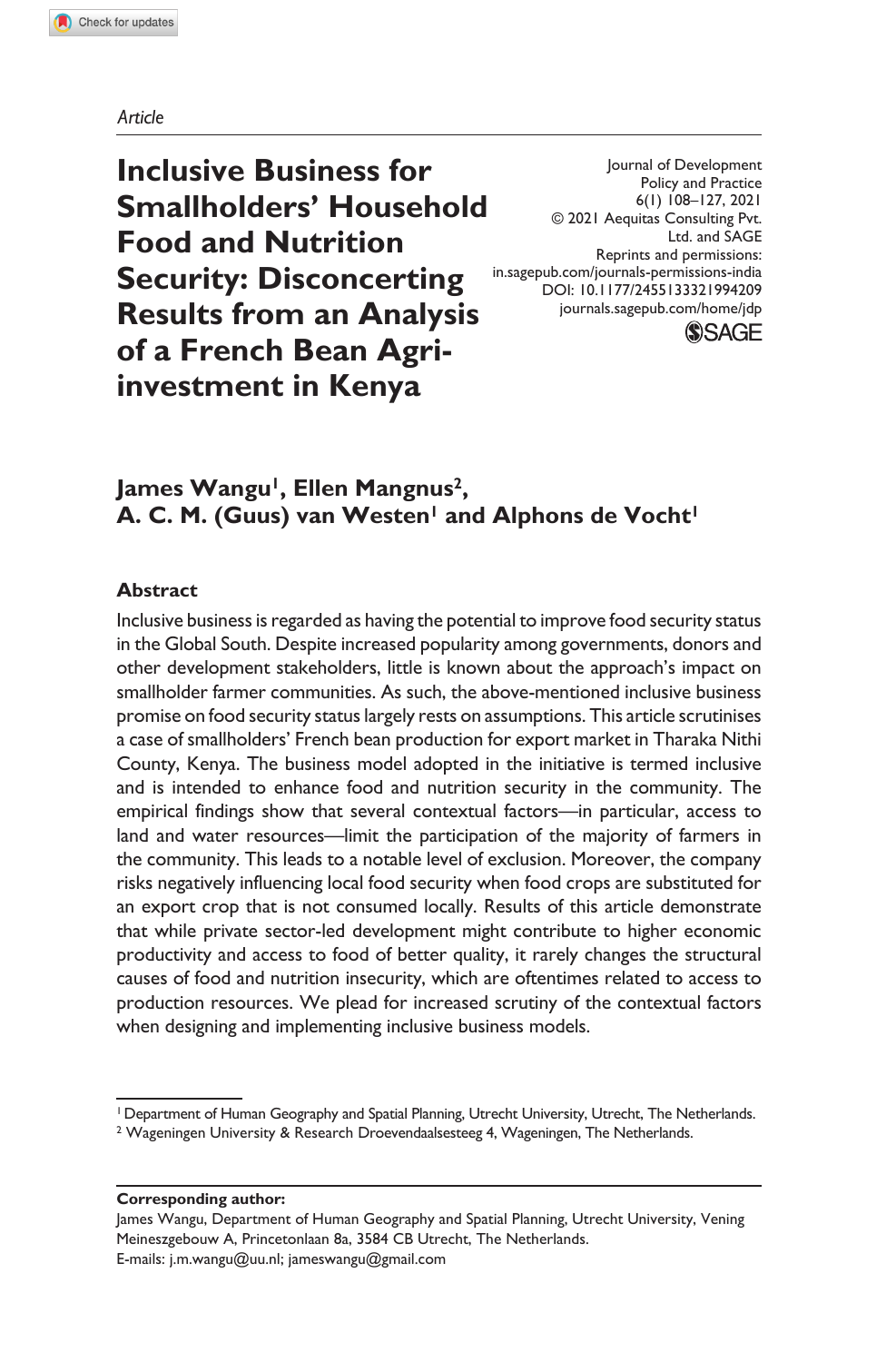*Article*

# Inclusive Business for Smallholders' Household Food and Nutrition Security: Disconcerting Results from an Analysis of a French Bean Agri-investment in Kenya

Journal of Development Policy and Practice
6(1) 108–127, 2021
© 2021 Aequitas Consulting Pvt. Ltd. and SAGE
Reprints and permissions: in.sagepub.com/journals-permissions-india
DOI: 10.1177/2455133321994209
journals.sagepub.com/home/jdp

**James Wangu[1], Ellen Mangnus[2], A. C. M. (Guus) van Westen[1] and Alphons de Vocht[1]**

## Abstract

Inclusive business is regarded as having the potential to improve food security status in the Global South. Despite increased popularity among governments, donors and other development stakeholders, little is known about the approach's impact on smallholder farmer communities. As such, the above-mentioned inclusive business promise on food security status largely rests on assumptions. This article scrutinises a case of smallholders' French bean production for export market in Tharaka Nithi County, Kenya. The business model adopted in the initiative is termed inclusive and is intended to enhance food and nutrition security in the community. The empirical findings show that several contextual factors—in particular, access to land and water resources—limit the participation of the majority of farmers in the community. This leads to a notable level of exclusion. Moreover, the company risks negatively influencing local food security when food crops are substituted for an export crop that is not consumed locally. Results of this article demonstrate that while private sector-led development might contribute to higher economic productivity and access to food of better quality, it rarely changes the structural causes of food and nutrition insecurity, which are oftentimes related to access to production resources. We plead for increased scrutiny of the contextual factors when designing and implementing inclusive business models.

[1] Department of Human Geography and Spatial Planning, Utrecht University, Utrecht, The Netherlands.
[2] Wageningen University & Research Droevendaalsesteeg 4, Wageningen, The Netherlands.

**Corresponding author:**
James Wangu, Department of Human Geography and Spatial Planning, Utrecht University, Vening Meineszgebouw A, Princetonlaan 8a, 3584 CB Utrecht, The Netherlands.
E-mails: j.m.wangu@uu.nl; jameswangu@gmail.com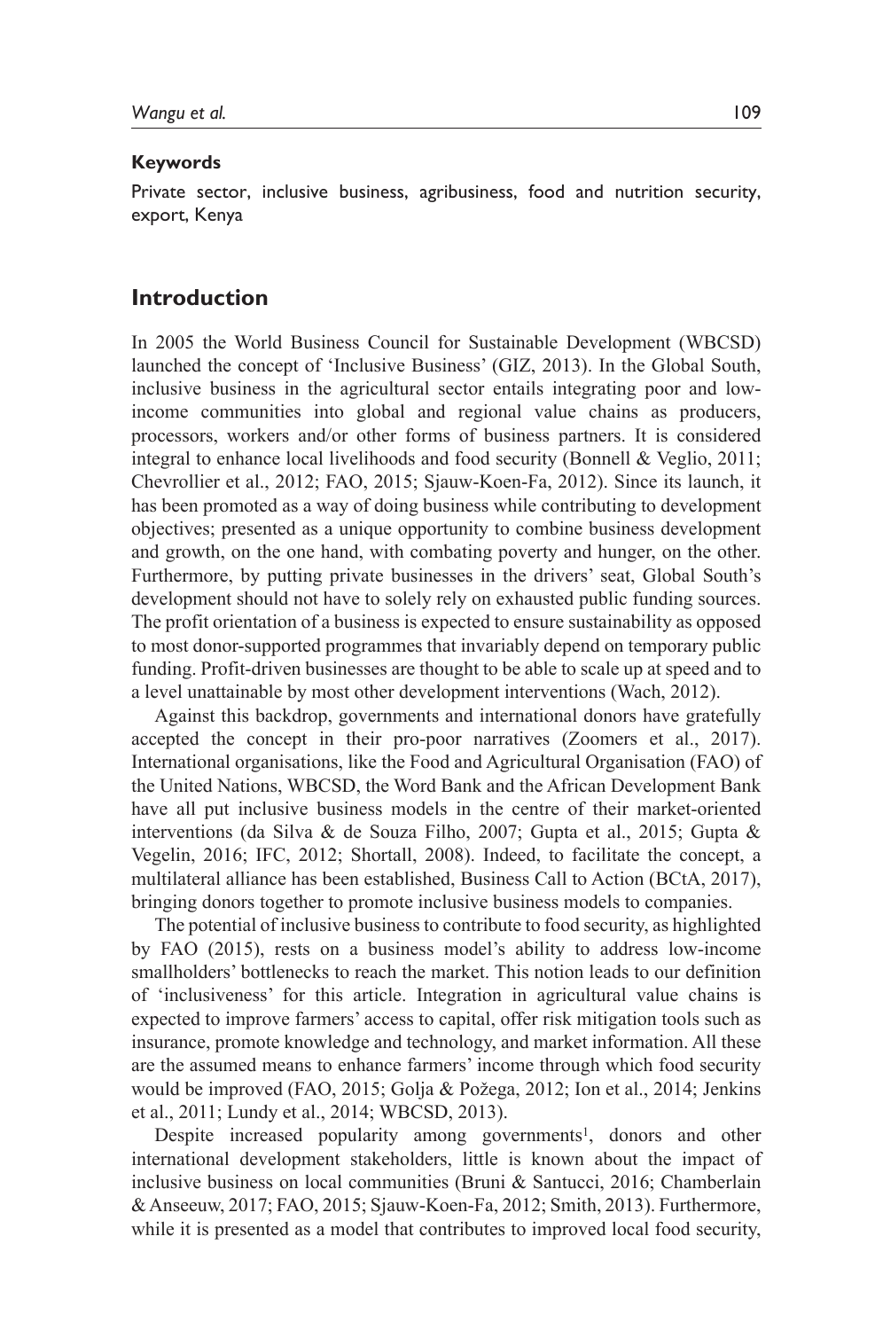#### Keywords

Private sector, inclusive business, agribusiness, food and nutrition security, export, Kenya

## Introduction

In 2005 the World Business Council for Sustainable Development (WBCSD) launched the concept of 'Inclusive Business' (GIZ, 2013). In the Global South, inclusive business in the agricultural sector entails integrating poor and low-income communities into global and regional value chains as producers, processors, workers and/or other forms of business partners. It is considered integral to enhance local livelihoods and food security (Bonnell & Veglio, 2011; Chevrollier et al., 2012; FAO, 2015; Sjauw-Koen-Fa, 2012). Since its launch, it has been promoted as a way of doing business while contributing to development objectives; presented as a unique opportunity to combine business development and growth, on the one hand, with combating poverty and hunger, on the other. Furthermore, by putting private businesses in the drivers' seat, Global South's development should not have to solely rely on exhausted public funding sources. The profit orientation of a business is expected to ensure sustainability as opposed to most donor-supported programmes that invariably depend on temporary public funding. Profit-driven businesses are thought to be able to scale up at speed and to a level unattainable by most other development interventions (Wach, 2012).

Against this backdrop, governments and international donors have gratefully accepted the concept in their pro-poor narratives (Zoomers et al., 2017). International organisations, like the Food and Agricultural Organisation (FAO) of the United Nations, WBCSD, the Word Bank and the African Development Bank have all put inclusive business models in the centre of their market-oriented interventions (da Silva & de Souza Filho, 2007; Gupta et al., 2015; Gupta & Vegelin, 2016; IFC, 2012; Shortall, 2008). Indeed, to facilitate the concept, a multilateral alliance has been established, Business Call to Action (BCtA, 2017), bringing donors together to promote inclusive business models to companies.

The potential of inclusive business to contribute to food security, as highlighted by FAO (2015), rests on a business model's ability to address low-income smallholders' bottlenecks to reach the market. This notion leads to our definition of 'inclusiveness' for this article. Integration in agricultural value chains is expected to improve farmers' access to capital, offer risk mitigation tools such as insurance, promote knowledge and technology, and market information. All these are the assumed means to enhance farmers' income through which food security would be improved (FAO, 2015; Golja & Požega, 2012; Ion et al., 2014; Jenkins et al., 2011; Lundy et al., 2014; WBCSD, 2013).

Despite increased popularity among governments[1], donors and other international development stakeholders, little is known about the impact of inclusive business on local communities (Bruni & Santucci, 2016; Chamberlain & Anseeuw, 2017; FAO, 2015; Sjauw-Koen-Fa, 2012; Smith, 2013). Furthermore, while it is presented as a model that contributes to improved local food security,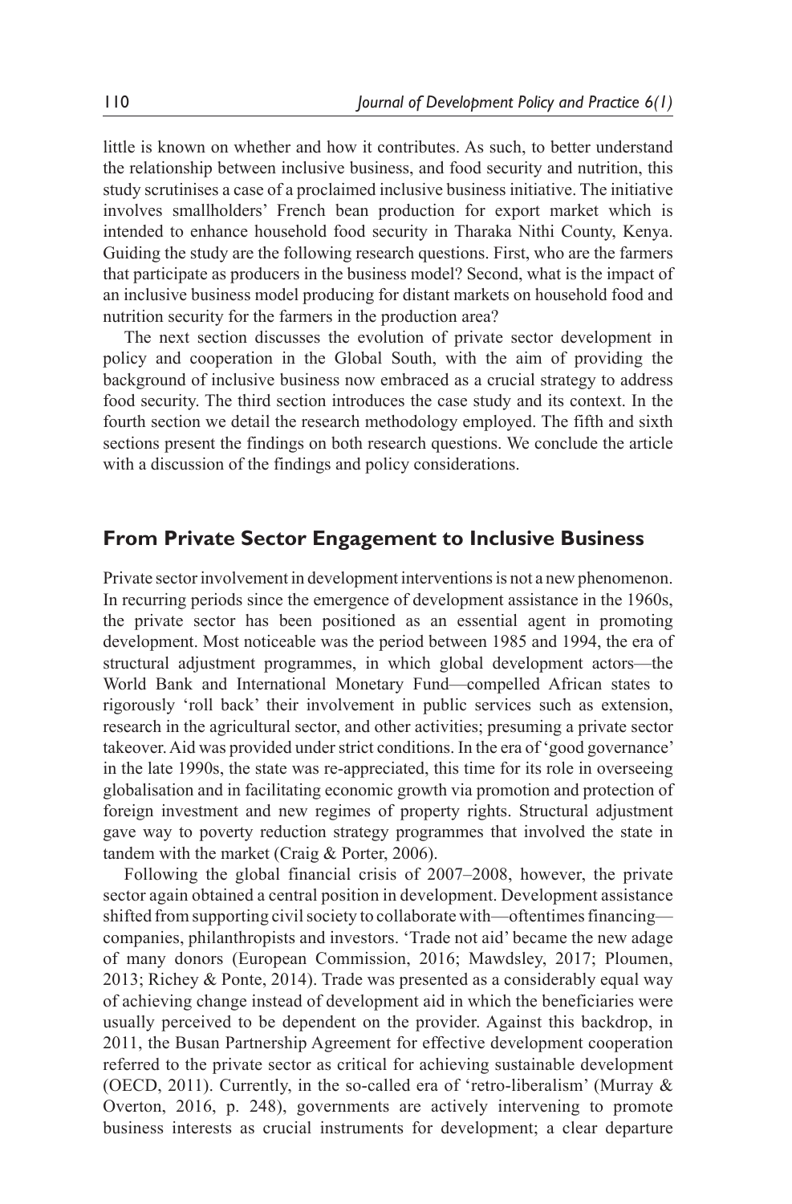little is known on whether and how it contributes. As such, to better understand the relationship between inclusive business, and food security and nutrition, this study scrutinises a case of a proclaimed inclusive business initiative. The initiative involves smallholders' French bean production for export market which is intended to enhance household food security in Tharaka Nithi County, Kenya. Guiding the study are the following research questions. First, who are the farmers that participate as producers in the business model? Second, what is the impact of an inclusive business model producing for distant markets on household food and nutrition security for the farmers in the production area?

The next section discusses the evolution of private sector development in policy and cooperation in the Global South, with the aim of providing the background of inclusive business now embraced as a crucial strategy to address food security. The third section introduces the case study and its context. In the fourth section we detail the research methodology employed. The fifth and sixth sections present the findings on both research questions. We conclude the article with a discussion of the findings and policy considerations.

## From Private Sector Engagement to Inclusive Business

Private sector involvement in development interventions is not a new phenomenon. In recurring periods since the emergence of development assistance in the 1960s, the private sector has been positioned as an essential agent in promoting development. Most noticeable was the period between 1985 and 1994, the era of structural adjustment programmes, in which global development actors—the World Bank and International Monetary Fund—compelled African states to rigorously 'roll back' their involvement in public services such as extension, research in the agricultural sector, and other activities; presuming a private sector takeover. Aid was provided under strict conditions. In the era of 'good governance' in the late 1990s, the state was re-appreciated, this time for its role in overseeing globalisation and in facilitating economic growth via promotion and protection of foreign investment and new regimes of property rights. Structural adjustment gave way to poverty reduction strategy programmes that involved the state in tandem with the market (Craig & Porter, 2006).

Following the global financial crisis of 2007–2008, however, the private sector again obtained a central position in development. Development assistance shifted from supporting civil society to collaborate with—oftentimes financing—companies, philanthropists and investors. 'Trade not aid' became the new adage of many donors (European Commission, 2016; Mawdsley, 2017; Ploumen, 2013; Richey & Ponte, 2014). Trade was presented as a considerably equal way of achieving change instead of development aid in which the beneficiaries were usually perceived to be dependent on the provider. Against this backdrop, in 2011, the Busan Partnership Agreement for effective development cooperation referred to the private sector as critical for achieving sustainable development (OECD, 2011). Currently, in the so-called era of 'retro-liberalism' (Murray & Overton, 2016, p. 248), governments are actively intervening to promote business interests as crucial instruments for development; a clear departure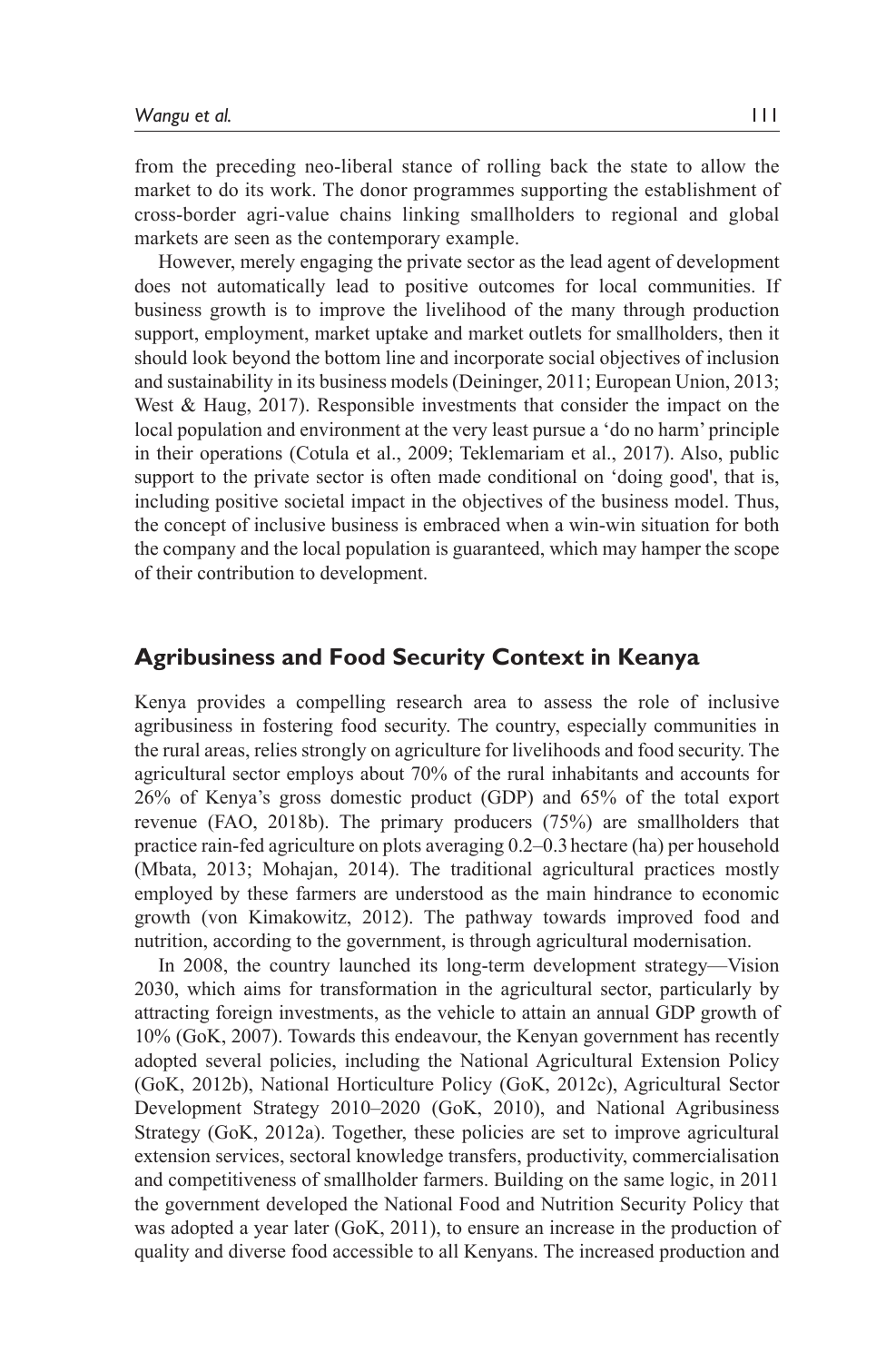from the preceding neo-liberal stance of rolling back the state to allow the market to do its work. The donor programmes supporting the establishment of cross-border agri-value chains linking smallholders to regional and global markets are seen as the contemporary example.

However, merely engaging the private sector as the lead agent of development does not automatically lead to positive outcomes for local communities. If business growth is to improve the livelihood of the many through production support, employment, market uptake and market outlets for smallholders, then it should look beyond the bottom line and incorporate social objectives of inclusion and sustainability in its business models (Deininger, 2011; European Union, 2013; West & Haug, 2017). Responsible investments that consider the impact on the local population and environment at the very least pursue a 'do no harm' principle in their operations (Cotula et al., 2009; Teklemariam et al., 2017). Also, public support to the private sector is often made conditional on 'doing good', that is, including positive societal impact in the objectives of the business model. Thus, the concept of inclusive business is embraced when a win-win situation for both the company and the local population is guaranteed, which may hamper the scope of their contribution to development.

## Agribusiness and Food Security Context in Keanya

Kenya provides a compelling research area to assess the role of inclusive agribusiness in fostering food security. The country, especially communities in the rural areas, relies strongly on agriculture for livelihoods and food security. The agricultural sector employs about 70% of the rural inhabitants and accounts for 26% of Kenya's gross domestic product (GDP) and 65% of the total export revenue (FAO, 2018b). The primary producers (75%) are smallholders that practice rain-fed agriculture on plots averaging 0.2–0.3 hectare (ha) per household (Mbata, 2013; Mohajan, 2014). The traditional agricultural practices mostly employed by these farmers are understood as the main hindrance to economic growth (von Kimakowitz, 2012). The pathway towards improved food and nutrition, according to the government, is through agricultural modernisation.

In 2008, the country launched its long-term development strategy—Vision 2030, which aims for transformation in the agricultural sector, particularly by attracting foreign investments, as the vehicle to attain an annual GDP growth of 10% (GoK, 2007). Towards this endeavour, the Kenyan government has recently adopted several policies, including the National Agricultural Extension Policy (GoK, 2012b), National Horticulture Policy (GoK, 2012c), Agricultural Sector Development Strategy 2010–2020 (GoK, 2010), and National Agribusiness Strategy (GoK, 2012a). Together, these policies are set to improve agricultural extension services, sectoral knowledge transfers, productivity, commercialisation and competitiveness of smallholder farmers. Building on the same logic, in 2011 the government developed the National Food and Nutrition Security Policy that was adopted a year later (GoK, 2011), to ensure an increase in the production of quality and diverse food accessible to all Kenyans. The increased production and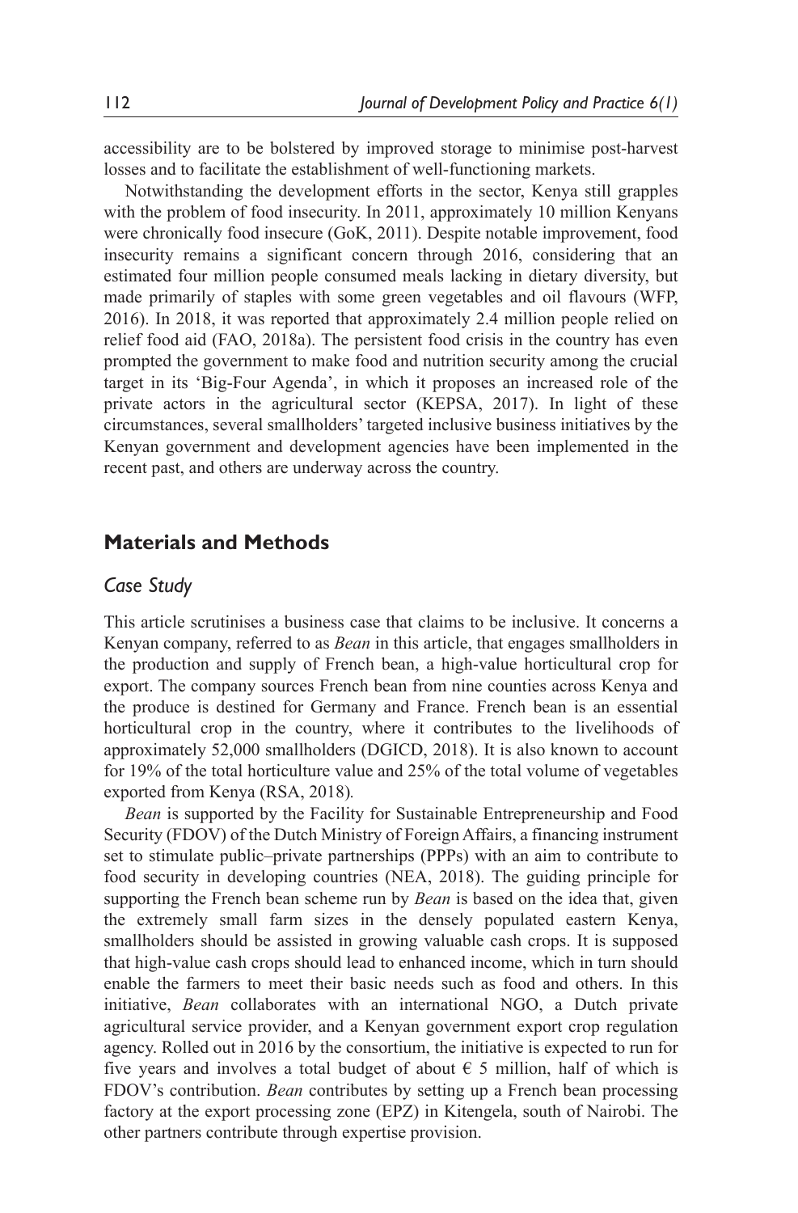accessibility are to be bolstered by improved storage to minimise post-harvest losses and to facilitate the establishment of well-functioning markets.

Notwithstanding the development efforts in the sector, Kenya still grapples with the problem of food insecurity. In 2011, approximately 10 million Kenyans were chronically food insecure (GoK, 2011). Despite notable improvement, food insecurity remains a significant concern through 2016, considering that an estimated four million people consumed meals lacking in dietary diversity, but made primarily of staples with some green vegetables and oil flavours (WFP, 2016). In 2018, it was reported that approximately 2.4 million people relied on relief food aid (FAO, 2018a). The persistent food crisis in the country has even prompted the government to make food and nutrition security among the crucial target in its 'Big-Four Agenda', in which it proposes an increased role of the private actors in the agricultural sector (KEPSA, 2017). In light of these circumstances, several smallholders' targeted inclusive business initiatives by the Kenyan government and development agencies have been implemented in the recent past, and others are underway across the country.

## Materials and Methods

### *Case Study*

This article scrutinises a business case that claims to be inclusive. It concerns a Kenyan company, referred to as *Bean* in this article, that engages smallholders in the production and supply of French bean, a high-value horticultural crop for export. The company sources French bean from nine counties across Kenya and the produce is destined for Germany and France. French bean is an essential horticultural crop in the country, where it contributes to the livelihoods of approximately 52,000 smallholders (DGICD, 2018). It is also known to account for 19% of the total horticulture value and 25% of the total volume of vegetables exported from Kenya (RSA, 2018).

*Bean* is supported by the Facility for Sustainable Entrepreneurship and Food Security (FDOV) of the Dutch Ministry of Foreign Affairs, a financing instrument set to stimulate public–private partnerships (PPPs) with an aim to contribute to food security in developing countries (NEA, 2018). The guiding principle for supporting the French bean scheme run by *Bean* is based on the idea that, given the extremely small farm sizes in the densely populated eastern Kenya, smallholders should be assisted in growing valuable cash crops. It is supposed that high-value cash crops should lead to enhanced income, which in turn should enable the farmers to meet their basic needs such as food and others. In this initiative, *Bean* collaborates with an international NGO, a Dutch private agricultural service provider, and a Kenyan government export crop regulation agency. Rolled out in 2016 by the consortium, the initiative is expected to run for five years and involves a total budget of about € 5 million, half of which is FDOV's contribution. *Bean* contributes by setting up a French bean processing factory at the export processing zone (EPZ) in Kitengela, south of Nairobi. The other partners contribute through expertise provision.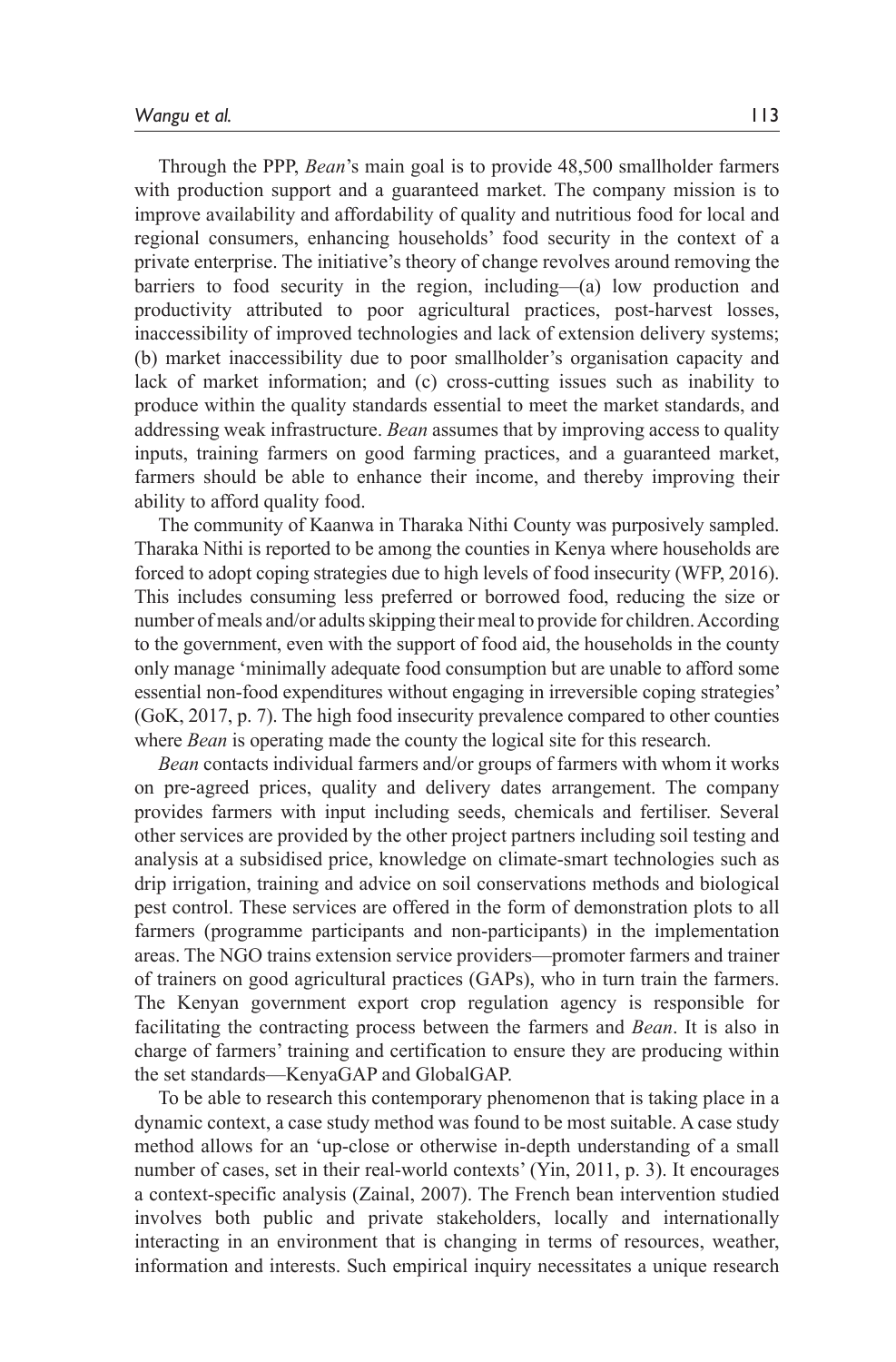Through the PPP, *Bean*'s main goal is to provide 48,500 smallholder farmers with production support and a guaranteed market. The company mission is to improve availability and affordability of quality and nutritious food for local and regional consumers, enhancing households' food security in the context of a private enterprise. The initiative's theory of change revolves around removing the barriers to food security in the region, including—(a) low production and productivity attributed to poor agricultural practices, post-harvest losses, inaccessibility of improved technologies and lack of extension delivery systems; (b) market inaccessibility due to poor smallholder's organisation capacity and lack of market information; and (c) cross-cutting issues such as inability to produce within the quality standards essential to meet the market standards, and addressing weak infrastructure. *Bean* assumes that by improving access to quality inputs, training farmers on good farming practices, and a guaranteed market, farmers should be able to enhance their income, and thereby improving their ability to afford quality food.

The community of Kaanwa in Tharaka Nithi County was purposively sampled. Tharaka Nithi is reported to be among the counties in Kenya where households are forced to adopt coping strategies due to high levels of food insecurity (WFP, 2016). This includes consuming less preferred or borrowed food, reducing the size or number of meals and/or adults skipping their meal to provide for children. According to the government, even with the support of food aid, the households in the county only manage 'minimally adequate food consumption but are unable to afford some essential non-food expenditures without engaging in irreversible coping strategies' (GoK, 2017, p. 7). The high food insecurity prevalence compared to other counties where *Bean* is operating made the county the logical site for this research.

*Bean* contacts individual farmers and/or groups of farmers with whom it works on pre-agreed prices, quality and delivery dates arrangement. The company provides farmers with input including seeds, chemicals and fertiliser. Several other services are provided by the other project partners including soil testing and analysis at a subsidised price, knowledge on climate-smart technologies such as drip irrigation, training and advice on soil conservations methods and biological pest control. These services are offered in the form of demonstration plots to all farmers (programme participants and non-participants) in the implementation areas. The NGO trains extension service providers—promoter farmers and trainer of trainers on good agricultural practices (GAPs), who in turn train the farmers. The Kenyan government export crop regulation agency is responsible for facilitating the contracting process between the farmers and *Bean*. It is also in charge of farmers' training and certification to ensure they are producing within the set standards—KenyaGAP and GlobalGAP.

To be able to research this contemporary phenomenon that is taking place in a dynamic context, a case study method was found to be most suitable. A case study method allows for an 'up-close or otherwise in-depth understanding of a small number of cases, set in their real-world contexts' (Yin, 2011, p. 3). It encourages a context-specific analysis (Zainal, 2007). The French bean intervention studied involves both public and private stakeholders, locally and internationally interacting in an environment that is changing in terms of resources, weather, information and interests. Such empirical inquiry necessitates a unique research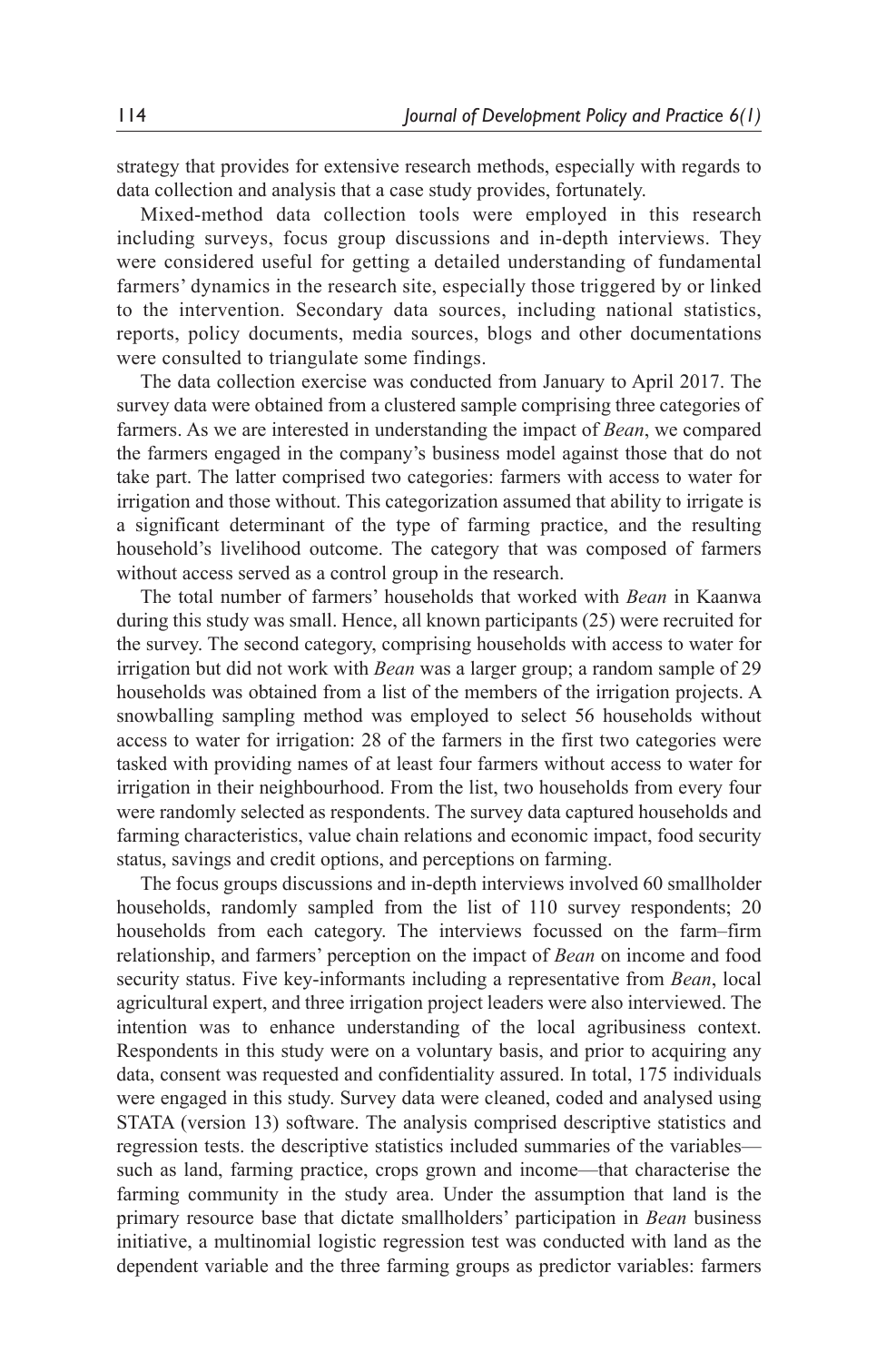strategy that provides for extensive research methods, especially with regards to data collection and analysis that a case study provides, fortunately.

Mixed-method data collection tools were employed in this research including surveys, focus group discussions and in-depth interviews. They were considered useful for getting a detailed understanding of fundamental farmers' dynamics in the research site, especially those triggered by or linked to the intervention. Secondary data sources, including national statistics, reports, policy documents, media sources, blogs and other documentations were consulted to triangulate some findings.

The data collection exercise was conducted from January to April 2017. The survey data were obtained from a clustered sample comprising three categories of farmers. As we are interested in understanding the impact of *Bean*, we compared the farmers engaged in the company's business model against those that do not take part. The latter comprised two categories: farmers with access to water for irrigation and those without. This categorization assumed that ability to irrigate is a significant determinant of the type of farming practice, and the resulting household's livelihood outcome. The category that was composed of farmers without access served as a control group in the research.

The total number of farmers' households that worked with *Bean* in Kaanwa during this study was small. Hence, all known participants (25) were recruited for the survey. The second category, comprising households with access to water for irrigation but did not work with *Bean* was a larger group; a random sample of 29 households was obtained from a list of the members of the irrigation projects. A snowballing sampling method was employed to select 56 households without access to water for irrigation: 28 of the farmers in the first two categories were tasked with providing names of at least four farmers without access to water for irrigation in their neighbourhood. From the list, two households from every four were randomly selected as respondents. The survey data captured households and farming characteristics, value chain relations and economic impact, food security status, savings and credit options, and perceptions on farming.

The focus groups discussions and in-depth interviews involved 60 smallholder households, randomly sampled from the list of 110 survey respondents; 20 households from each category. The interviews focussed on the farm–firm relationship, and farmers' perception on the impact of *Bean* on income and food security status. Five key-informants including a representative from *Bean*, local agricultural expert, and three irrigation project leaders were also interviewed. The intention was to enhance understanding of the local agribusiness context. Respondents in this study were on a voluntary basis, and prior to acquiring any data, consent was requested and confidentiality assured. In total, 175 individuals were engaged in this study. Survey data were cleaned, coded and analysed using STATA (version 13) software. The analysis comprised descriptive statistics and regression tests. the descriptive statistics included summaries of the variables—such as land, farming practice, crops grown and income—that characterise the farming community in the study area. Under the assumption that land is the primary resource base that dictate smallholders' participation in *Bean* business initiative, a multinomial logistic regression test was conducted with land as the dependent variable and the three farming groups as predictor variables: farmers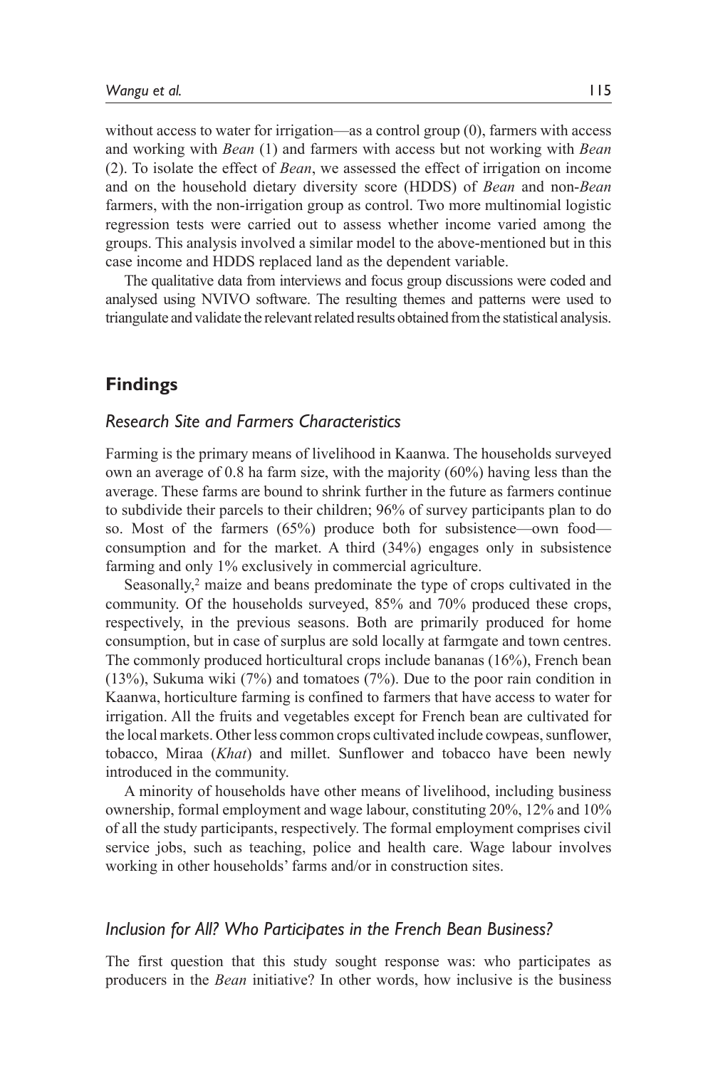without access to water for irrigation—as a control group (0), farmers with access and working with *Bean* (1) and farmers with access but not working with *Bean* (2). To isolate the effect of *Bean*, we assessed the effect of irrigation on income and on the household dietary diversity score (HDDS) of *Bean* and non-*Bean* farmers, with the non-irrigation group as control. Two more multinomial logistic regression tests were carried out to assess whether income varied among the groups. This analysis involved a similar model to the above-mentioned but in this case income and HDDS replaced land as the dependent variable.

The qualitative data from interviews and focus group discussions were coded and analysed using NVIVO software. The resulting themes and patterns were used to triangulate and validate the relevant related results obtained from the statistical analysis.

## Findings

### *Research Site and Farmers Characteristics*

Farming is the primary means of livelihood in Kaanwa. The households surveyed own an average of 0.8 ha farm size, with the majority (60%) having less than the average. These farms are bound to shrink further in the future as farmers continue to subdivide their parcels to their children; 96% of survey participants plan to do so. Most of the farmers (65%) produce both for subsistence—own food—consumption and for the market. A third (34%) engages only in subsistence farming and only 1% exclusively in commercial agriculture.

Seasonally,[2] maize and beans predominate the type of crops cultivated in the community. Of the households surveyed, 85% and 70% produced these crops, respectively, in the previous seasons. Both are primarily produced for home consumption, but in case of surplus are sold locally at farmgate and town centres. The commonly produced horticultural crops include bananas (16%), French bean (13%), Sukuma wiki (7%) and tomatoes (7%). Due to the poor rain condition in Kaanwa, horticulture farming is confined to farmers that have access to water for irrigation. All the fruits and vegetables except for French bean are cultivated for the local markets. Other less common crops cultivated include cowpeas, sunflower, tobacco, Miraa (*Khat*) and millet. Sunflower and tobacco have been newly introduced in the community.

A minority of households have other means of livelihood, including business ownership, formal employment and wage labour, constituting 20%, 12% and 10% of all the study participants, respectively. The formal employment comprises civil service jobs, such as teaching, police and health care. Wage labour involves working in other households' farms and/or in construction sites.

### *Inclusion for All? Who Participates in the French Bean Business?*

The first question that this study sought response was: who participates as producers in the *Bean* initiative? In other words, how inclusive is the business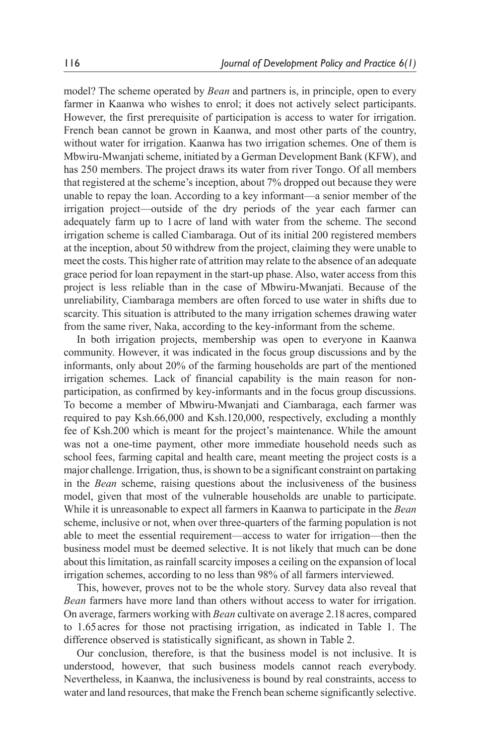model? The scheme operated by *Bean* and partners is, in principle, open to every farmer in Kaanwa who wishes to enrol; it does not actively select participants. However, the first prerequisite of participation is access to water for irrigation. French bean cannot be grown in Kaanwa, and most other parts of the country, without water for irrigation. Kaanwa has two irrigation schemes. One of them is Mbwiru-Mwanjati scheme, initiated by a German Development Bank (KFW), and has 250 members. The project draws its water from river Tongo. Of all members that registered at the scheme's inception, about 7% dropped out because they were unable to repay the loan. According to a key informant—a senior member of the irrigation project—outside of the dry periods of the year each farmer can adequately farm up to 1 acre of land with water from the scheme. The second irrigation scheme is called Ciambaraga. Out of its initial 200 registered members at the inception, about 50 withdrew from the project, claiming they were unable to meet the costs. This higher rate of attrition may relate to the absence of an adequate grace period for loan repayment in the start-up phase. Also, water access from this project is less reliable than in the case of Mbwiru-Mwanjati. Because of the unreliability, Ciambaraga members are often forced to use water in shifts due to scarcity. This situation is attributed to the many irrigation schemes drawing water from the same river, Naka, according to the key-informant from the scheme.

In both irrigation projects, membership was open to everyone in Kaanwa community. However, it was indicated in the focus group discussions and by the informants, only about 20% of the farming households are part of the mentioned irrigation schemes. Lack of financial capability is the main reason for non-participation, as confirmed by key-informants and in the focus group discussions. To become a member of Mbwiru-Mwanjati and Ciambaraga, each farmer was required to pay Ksh.66,000 and Ksh.120,000, respectively, excluding a monthly fee of Ksh.200 which is meant for the project's maintenance. While the amount was not a one-time payment, other more immediate household needs such as school fees, farming capital and health care, meant meeting the project costs is a major challenge. Irrigation, thus, is shown to be a significant constraint on partaking in the *Bean* scheme, raising questions about the inclusiveness of the business model, given that most of the vulnerable households are unable to participate. While it is unreasonable to expect all farmers in Kaanwa to participate in the *Bean* scheme, inclusive or not, when over three-quarters of the farming population is not able to meet the essential requirement—access to water for irrigation—then the business model must be deemed selective. It is not likely that much can be done about this limitation, as rainfall scarcity imposes a ceiling on the expansion of local irrigation schemes, according to no less than 98% of all farmers interviewed.

This, however, proves not to be the whole story. Survey data also reveal that *Bean* farmers have more land than others without access to water for irrigation. On average, farmers working with *Bean* cultivate on average 2.18 acres, compared to 1.65 acres for those not practising irrigation, as indicated in Table 1. The difference observed is statistically significant, as shown in Table 2.

Our conclusion, therefore, is that the business model is not inclusive. It is understood, however, that such business models cannot reach everybody. Nevertheless, in Kaanwa, the inclusiveness is bound by real constraints, access to water and land resources, that make the French bean scheme significantly selective.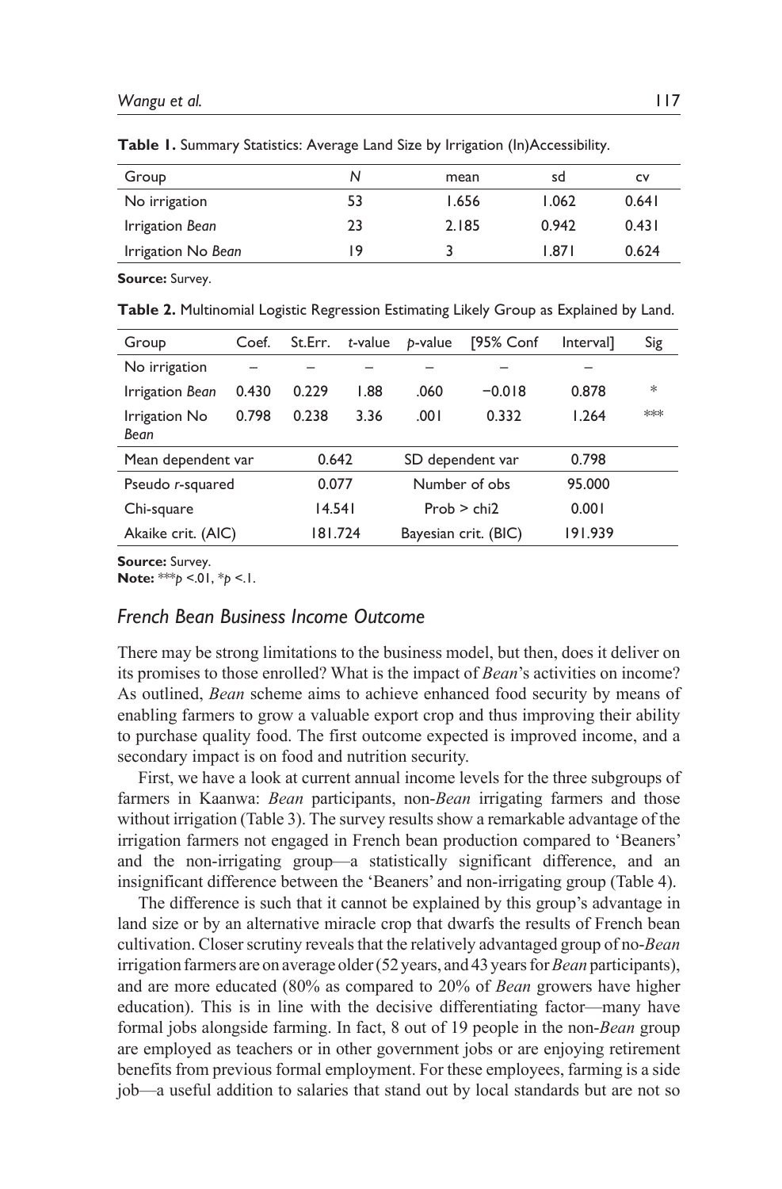**Table 1.** Summary Statistics: Average Land Size by Irrigation (In)Accessibility.

| Group | N | mean | sd | cv |
|---|---|---|---|---|
| No irrigation | 53 | 1.656 | 1.062 | 0.641 |
| Irrigation *Bean* | 23 | 2.185 | 0.942 | 0.431 |
| Irrigation No *Bean* | 19 | 3 | 1.871 | 0.624 |

**Source:** Survey.

**Table 2.** Multinomial Logistic Regression Estimating Likely Group as Explained by Land.

| Group | Coef. | St.Err. | *t*-value | *p*-value | [95% Conf | Interval] | Sig |
|---|---|---|---|---|---|---|---|
| No irrigation | – | – | – | – | – | – | |
| Irrigation *Bean* | 0.430 | 0.229 | 1.88 | .060 | −0.018 | 0.878 | * |
| Irrigation No *Bean* | 0.798 | 0.238 | 3.36 | .001 | 0.332 | 1.264 | *** |
| Mean dependent var | | 0.642 | | SD dependent var | | 0.798 | |
| Pseudo *r*-squared | | 0.077 | | Number of obs | | 95.000 | |
| Chi-square | | 14.541 | | Prob > chi2 | | 0.001 | |
| Akaike crit. (AIC) | | 181.724 | | Bayesian crit. (BIC) | | 191.939 | |

**Source:** Survey.
**Note:** ***$p$ <.01, *$p$ <.1.

## *French Bean Business Income Outcome*

There may be strong limitations to the business model, but then, does it deliver on its promises to those enrolled? What is the impact of *Bean*'s activities on income? As outlined, *Bean* scheme aims to achieve enhanced food security by means of enabling farmers to grow a valuable export crop and thus improving their ability to purchase quality food. The first outcome expected is improved income, and a secondary impact is on food and nutrition security.

First, we have a look at current annual income levels for the three subgroups of farmers in Kaanwa: *Bean* participants, non-*Bean* irrigating farmers and those without irrigation (Table 3). The survey results show a remarkable advantage of the irrigation farmers not engaged in French bean production compared to 'Beaners' and the non-irrigating group—a statistically significant difference, and an insignificant difference between the 'Beaners' and non-irrigating group (Table 4).

The difference is such that it cannot be explained by this group's advantage in land size or by an alternative miracle crop that dwarfs the results of French bean cultivation. Closer scrutiny reveals that the relatively advantaged group of no-*Bean* irrigation farmers are on average older (52 years, and 43 years for *Bean* participants), and are more educated (80% as compared to 20% of *Bean* growers have higher education). This is in line with the decisive differentiating factor—many have formal jobs alongside farming. In fact, 8 out of 19 people in the non-*Bean* group are employed as teachers or in other government jobs or are enjoying retirement benefits from previous formal employment. For these employees, farming is a side job—a useful addition to salaries that stand out by local standards but are not so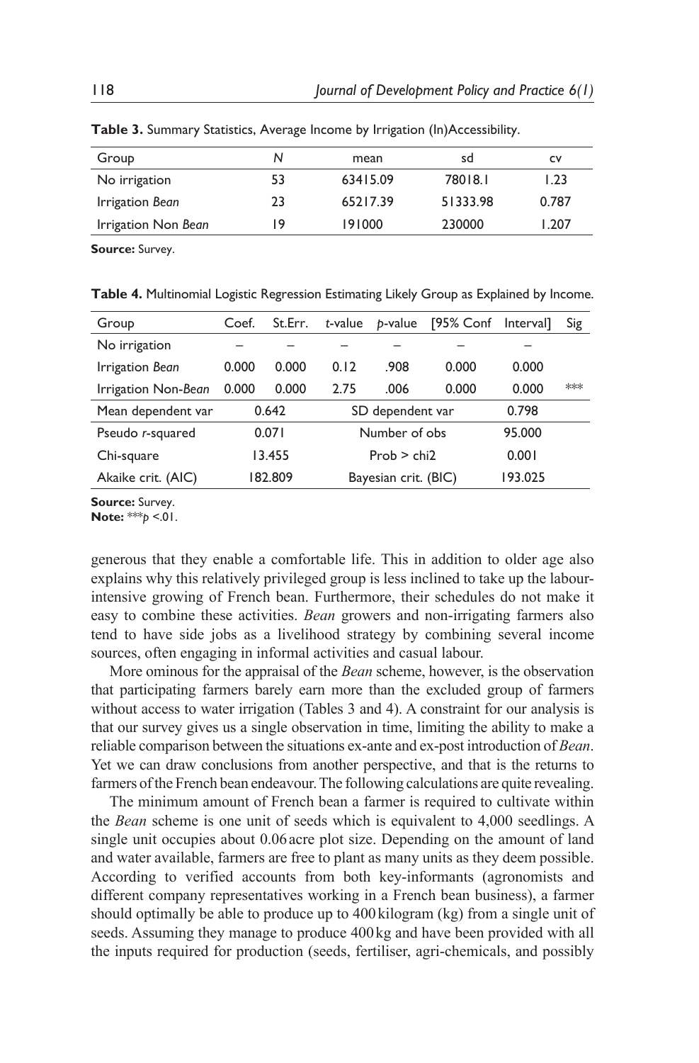**Table 3.** Summary Statistics, Average Income by Irrigation (In)Accessibility.

| Group | N | mean | sd | cv |
|---|---|---|---|---|
| No irrigation | 53 | 63415.09 | 78018.1 | 1.23 |
| Irrigation *Bean* | 23 | 65217.39 | 51333.98 | 0.787 |
| Irrigation Non *Bean* | 19 | 191000 | 230000 | 1.207 |

**Source:** Survey.

**Table 4.** Multinomial Logistic Regression Estimating Likely Group as Explained by Income.

| Group | Coef. | St.Err. | *t*-value | *p*-value | [95% Conf | Interval] | Sig |
|---|---|---|---|---|---|---|---|
| No irrigation | – | – | – | – | – | – | |
| Irrigation *Bean* | 0.000 | 0.000 | 0.12 | .908 | 0.000 | 0.000 | |
| Irrigation Non-*Bean* | 0.000 | 0.000 | 2.75 | .006 | 0.000 | 0.000 | *** |
| Mean dependent var | 0.642 | | SD dependent var | | | 0.798 | |
| Pseudo *r*-squared | 0.071 | | Number of obs | | | 95.000 | |
| Chi-square | 13.455 | | Prob > chi2 | | | 0.001 | |
| Akaike crit. (AIC) | 182.809 | | Bayesian crit. (BIC) | | | 193.025 | |

**Source:** Survey.
**Note:** ***$p$ <.01.

generous that they enable a comfortable life. This in addition to older age also explains why this relatively privileged group is less inclined to take up the labour-intensive growing of French bean. Furthermore, their schedules do not make it easy to combine these activities. *Bean* growers and non-irrigating farmers also tend to have side jobs as a livelihood strategy by combining several income sources, often engaging in informal activities and casual labour.

More ominous for the appraisal of the *Bean* scheme, however, is the observation that participating farmers barely earn more than the excluded group of farmers without access to water irrigation (Tables 3 and 4). A constraint for our analysis is that our survey gives us a single observation in time, limiting the ability to make a reliable comparison between the situations ex-ante and ex-post introduction of *Bean*. Yet we can draw conclusions from another perspective, and that is the returns to farmers of the French bean endeavour. The following calculations are quite revealing.

The minimum amount of French bean a farmer is required to cultivate within the *Bean* scheme is one unit of seeds which is equivalent to 4,000 seedlings. A single unit occupies about 0.06 acre plot size. Depending on the amount of land and water available, farmers are free to plant as many units as they deem possible. According to verified accounts from both key-informants (agronomists and different company representatives working in a French bean business), a farmer should optimally be able to produce up to 400 kilogram (kg) from a single unit of seeds. Assuming they manage to produce 400 kg and have been provided with all the inputs required for production (seeds, fertiliser, agri-chemicals, and possibly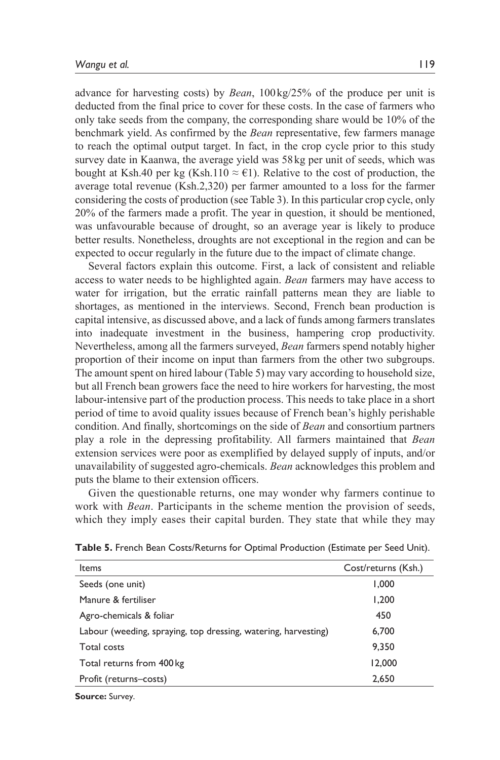advance for harvesting costs) by *Bean*, 100 kg/25% of the produce per unit is deducted from the final price to cover for these costs. In the case of farmers who only take seeds from the company, the corresponding share would be 10% of the benchmark yield. As confirmed by the *Bean* representative, few farmers manage to reach the optimal output target. In fact, in the crop cycle prior to this study survey date in Kaanwa, the average yield was 58 kg per unit of seeds, which was bought at Ksh.40 per kg (Ksh.110 ≈ €1). Relative to the cost of production, the average total revenue (Ksh.2,320) per farmer amounted to a loss for the farmer considering the costs of production (see Table 3). In this particular crop cycle, only 20% of the farmers made a profit. The year in question, it should be mentioned, was unfavourable because of drought, so an average year is likely to produce better results. Nonetheless, droughts are not exceptional in the region and can be expected to occur regularly in the future due to the impact of climate change.

Several factors explain this outcome. First, a lack of consistent and reliable access to water needs to be highlighted again. *Bean* farmers may have access to water for irrigation, but the erratic rainfall patterns mean they are liable to shortages, as mentioned in the interviews. Second, French bean production is capital intensive, as discussed above, and a lack of funds among farmers translates into inadequate investment in the business, hampering crop productivity. Nevertheless, among all the farmers surveyed, *Bean* farmers spend notably higher proportion of their income on input than farmers from the other two subgroups. The amount spent on hired labour (Table 5) may vary according to household size, but all French bean growers face the need to hire workers for harvesting, the most labour-intensive part of the production process. This needs to take place in a short period of time to avoid quality issues because of French bean's highly perishable condition. And finally, shortcomings on the side of *Bean* and consortium partners play a role in the depressing profitability. All farmers maintained that *Bean* extension services were poor as exemplified by delayed supply of inputs, and/or unavailability of suggested agro-chemicals. *Bean* acknowledges this problem and puts the blame to their extension officers.

Given the questionable returns, one may wonder why farmers continue to work with *Bean*. Participants in the scheme mention the provision of seeds, which they imply eases their capital burden. They state that while they may

**Table 5.** French Bean Costs/Returns for Optimal Production (Estimate per Seed Unit).

| Items | Cost/returns (Ksh.) |
|---|---|
| Seeds (one unit) | 1,000 |
| Manure & fertiliser | 1,200 |
| Agro-chemicals & foliar | 450 |
| Labour (weeding, spraying, top dressing, watering, harvesting) | 6,700 |
| Total costs | 9,350 |
| Total returns from 400 kg | 12,000 |
| Profit (returns–costs) | 2,650 |

**Source:** Survey.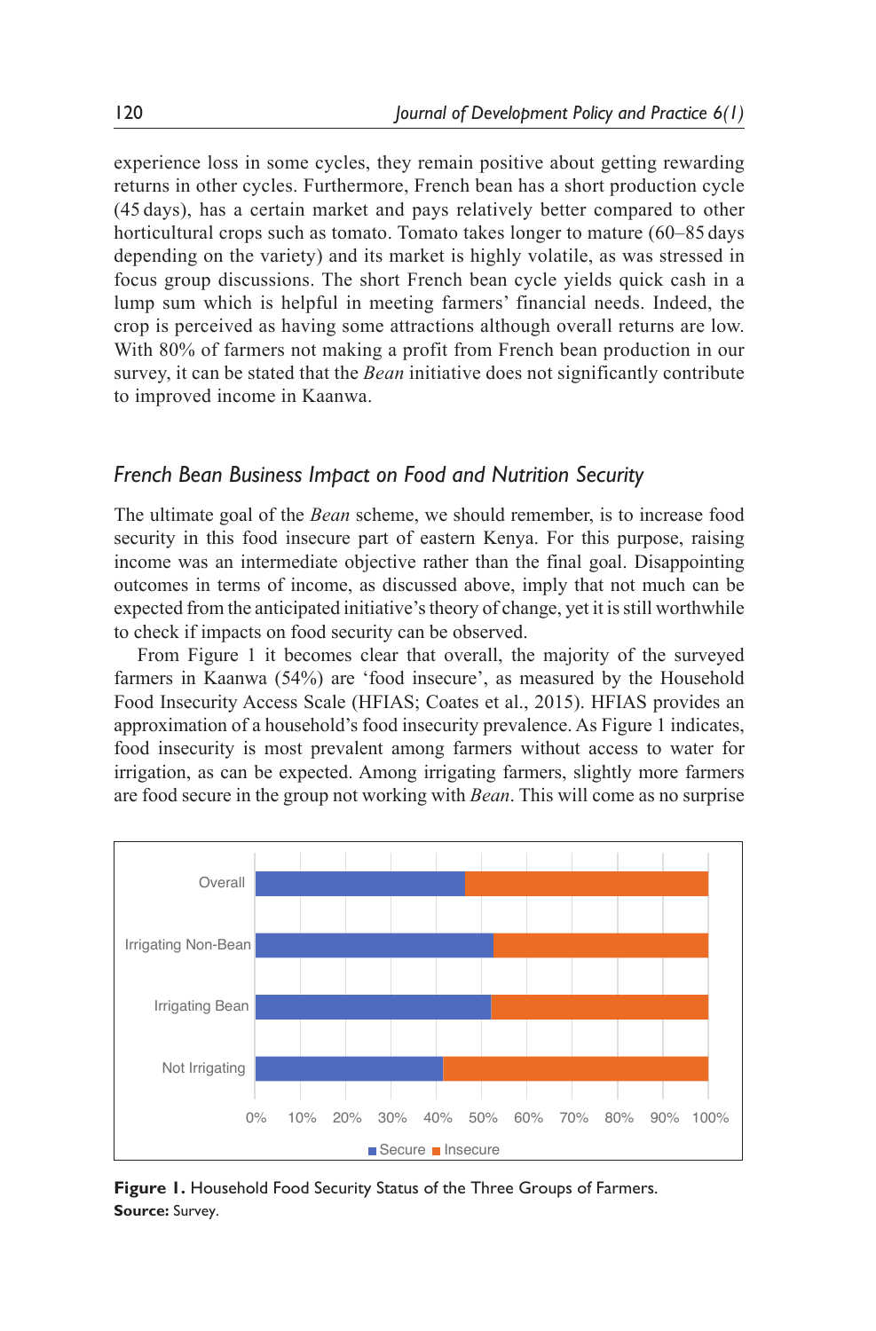experience loss in some cycles, they remain positive about getting rewarding returns in other cycles. Furthermore, French bean has a short production cycle (45 days), has a certain market and pays relatively better compared to other horticultural crops such as tomato. Tomato takes longer to mature (60–85 days depending on the variety) and its market is highly volatile, as was stressed in focus group discussions. The short French bean cycle yields quick cash in a lump sum which is helpful in meeting farmers' financial needs. Indeed, the crop is perceived as having some attractions although overall returns are low. With 80% of farmers not making a profit from French bean production in our survey, it can be stated that the *Bean* initiative does not significantly contribute to improved income in Kaanwa.

### French Bean Business Impact on Food and Nutrition Security

The ultimate goal of the *Bean* scheme, we should remember, is to increase food security in this food insecure part of eastern Kenya. For this purpose, raising income was an intermediate objective rather than the final goal. Disappointing outcomes in terms of income, as discussed above, imply that not much can be expected from the anticipated initiative's theory of change, yet it is still worthwhile to check if impacts on food security can be observed.

From Figure 1 it becomes clear that overall, the majority of the surveyed farmers in Kaanwa (54%) are 'food insecure', as measured by the Household Food Insecurity Access Scale (HFIAS; Coates et al., 2015). HFIAS provides an approximation of a household's food insecurity prevalence. As Figure 1 indicates, food insecurity is most prevalent among farmers without access to water for irrigation, as can be expected. Among irrigating farmers, slightly more farmers are food secure in the group not working with *Bean*. This will come as no surprise

**Figure 1.** Household Food Security Status of the Three Groups of Farmers.
**Source:** Survey.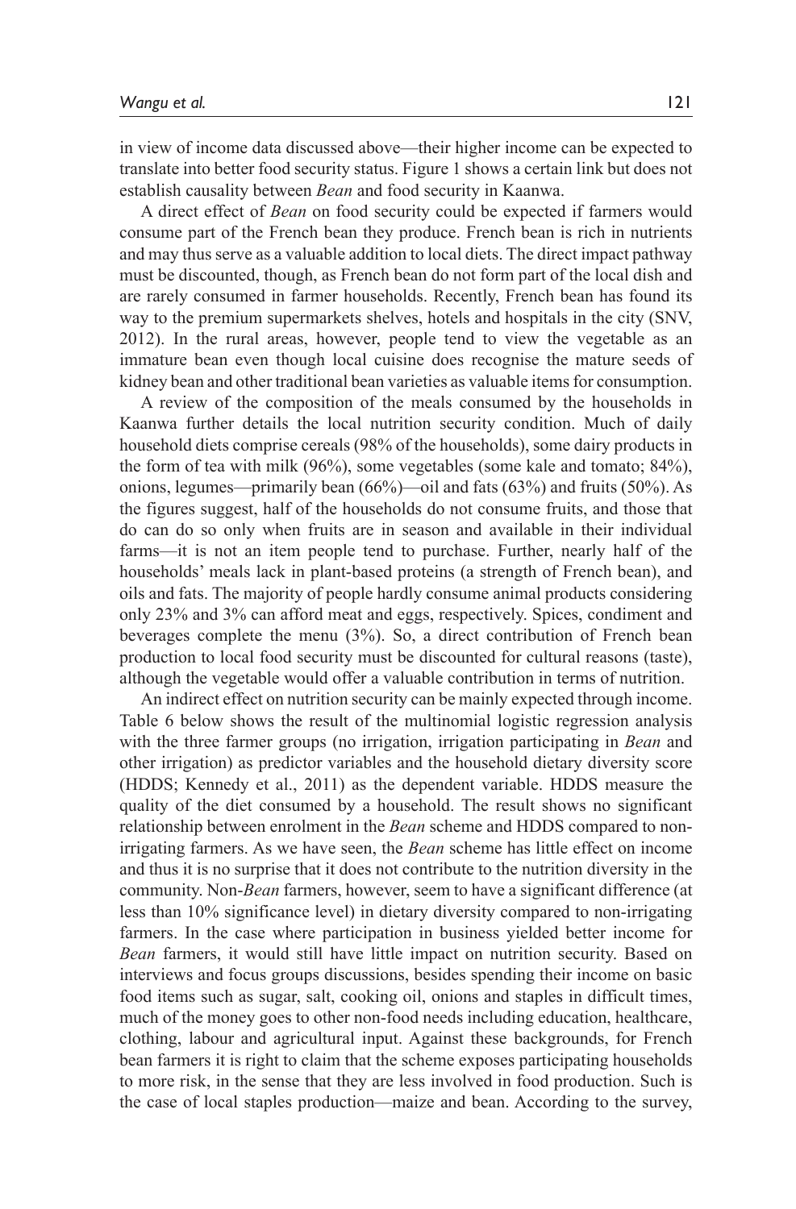in view of income data discussed above—their higher income can be expected to translate into better food security status. Figure 1 shows a certain link but does not establish causality between *Bean* and food security in Kaanwa.

A direct effect of *Bean* on food security could be expected if farmers would consume part of the French bean they produce. French bean is rich in nutrients and may thus serve as a valuable addition to local diets. The direct impact pathway must be discounted, though, as French bean do not form part of the local dish and are rarely consumed in farmer households. Recently, French bean has found its way to the premium supermarkets shelves, hotels and hospitals in the city (SNV, 2012). In the rural areas, however, people tend to view the vegetable as an immature bean even though local cuisine does recognise the mature seeds of kidney bean and other traditional bean varieties as valuable items for consumption.

A review of the composition of the meals consumed by the households in Kaanwa further details the local nutrition security condition. Much of daily household diets comprise cereals (98% of the households), some dairy products in the form of tea with milk (96%), some vegetables (some kale and tomato; 84%), onions, legumes—primarily bean (66%)—oil and fats (63%) and fruits (50%). As the figures suggest, half of the households do not consume fruits, and those that do can do so only when fruits are in season and available in their individual farms—it is not an item people tend to purchase. Further, nearly half of the households' meals lack in plant-based proteins (a strength of French bean), and oils and fats. The majority of people hardly consume animal products considering only 23% and 3% can afford meat and eggs, respectively. Spices, condiment and beverages complete the menu (3%). So, a direct contribution of French bean production to local food security must be discounted for cultural reasons (taste), although the vegetable would offer a valuable contribution in terms of nutrition.

An indirect effect on nutrition security can be mainly expected through income. Table 6 below shows the result of the multinomial logistic regression analysis with the three farmer groups (no irrigation, irrigation participating in *Bean* and other irrigation) as predictor variables and the household dietary diversity score (HDDS; Kennedy et al., 2011) as the dependent variable. HDDS measure the quality of the diet consumed by a household. The result shows no significant relationship between enrolment in the *Bean* scheme and HDDS compared to non-irrigating farmers. As we have seen, the *Bean* scheme has little effect on income and thus it is no surprise that it does not contribute to the nutrition diversity in the community. Non-*Bean* farmers, however, seem to have a significant difference (at less than 10% significance level) in dietary diversity compared to non-irrigating farmers. In the case where participation in business yielded better income for *Bean* farmers, it would still have little impact on nutrition security. Based on interviews and focus groups discussions, besides spending their income on basic food items such as sugar, salt, cooking oil, onions and staples in difficult times, much of the money goes to other non-food needs including education, healthcare, clothing, labour and agricultural input. Against these backgrounds, for French bean farmers it is right to claim that the scheme exposes participating households to more risk, in the sense that they are less involved in food production. Such is the case of local staples production—maize and bean. According to the survey,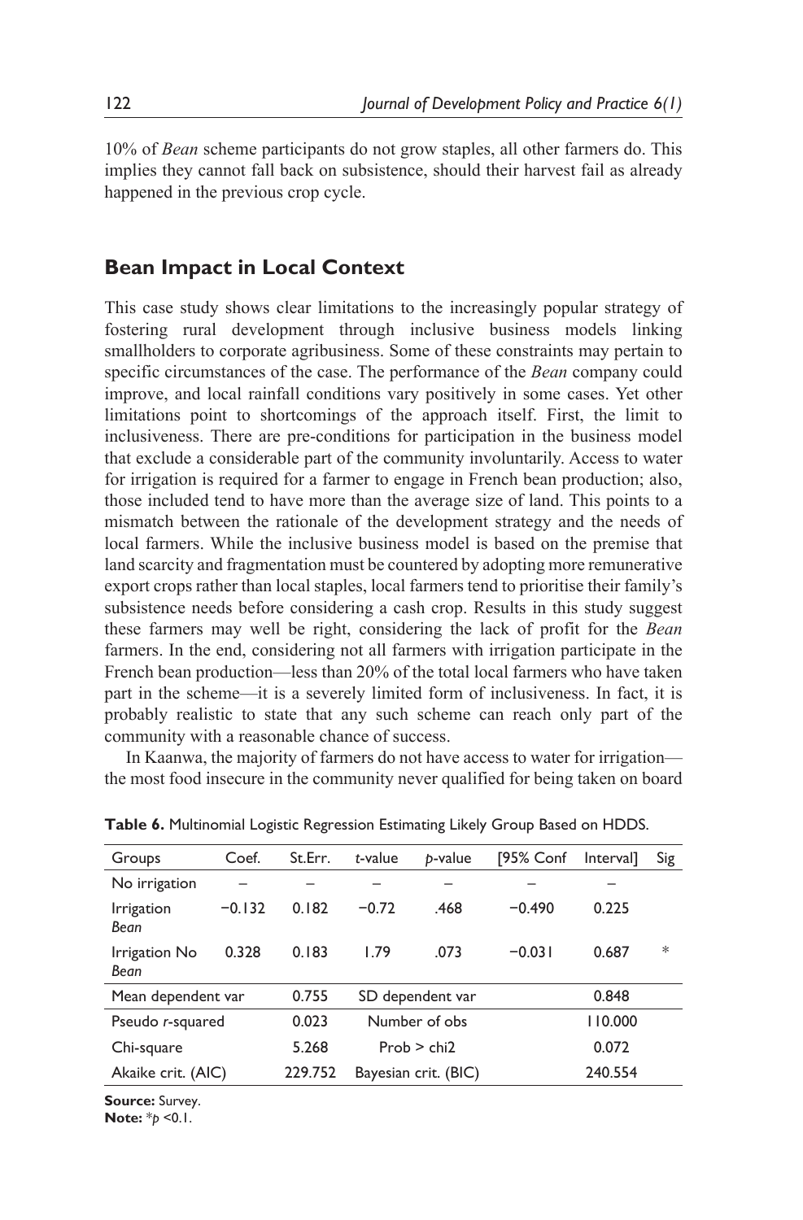10% of *Bean* scheme participants do not grow staples, all other farmers do. This implies they cannot fall back on subsistence, should their harvest fail as already happened in the previous crop cycle.

## Bean Impact in Local Context

This case study shows clear limitations to the increasingly popular strategy of fostering rural development through inclusive business models linking smallholders to corporate agribusiness. Some of these constraints may pertain to specific circumstances of the case. The performance of the *Bean* company could improve, and local rainfall conditions vary positively in some cases. Yet other limitations point to shortcomings of the approach itself. First, the limit to inclusiveness. There are pre-conditions for participation in the business model that exclude a considerable part of the community involuntarily. Access to water for irrigation is required for a farmer to engage in French bean production; also, those included tend to have more than the average size of land. This points to a mismatch between the rationale of the development strategy and the needs of local farmers. While the inclusive business model is based on the premise that land scarcity and fragmentation must be countered by adopting more remunerative export crops rather than local staples, local farmers tend to prioritise their family's subsistence needs before considering a cash crop. Results in this study suggest these farmers may well be right, considering the lack of profit for the *Bean* farmers. In the end, considering not all farmers with irrigation participate in the French bean production—less than 20% of the total local farmers who have taken part in the scheme—it is a severely limited form of inclusiveness. In fact, it is probably realistic to state that any such scheme can reach only part of the community with a reasonable chance of success.

In Kaanwa, the majority of farmers do not have access to water for irrigation—the most food insecure in the community never qualified for being taken on board

**Table 6.** Multinomial Logistic Regression Estimating Likely Group Based on HDDS.

| Groups | Coef. | St.Err. | *t*-value | *p*-value | [95% Conf | Interval] | Sig |
|---|---|---|---|---|---|---|---|
| No irrigation | – | – | – | – | – | – | |
| Irrigation *Bean* | −0.132 | 0.182 | −0.72 | .468 | −0.490 | 0.225 | |
| Irrigation No *Bean* | 0.328 | 0.183 | 1.79 | .073 | −0.031 | 0.687 | * |
| Mean dependent var | | 0.755 | SD dependent var | | | 0.848 | |
| Pseudo *r*-squared | | 0.023 | Number of obs | | | 110.000 | |
| Chi-square | | 5.268 | Prob > chi2 | | | 0.072 | |
| Akaike crit. (AIC) | | 229.752 | Bayesian crit. (BIC) | | | 240.554 | |

**Source:** Survey.
**Note:** $^{*}p < 0.1$.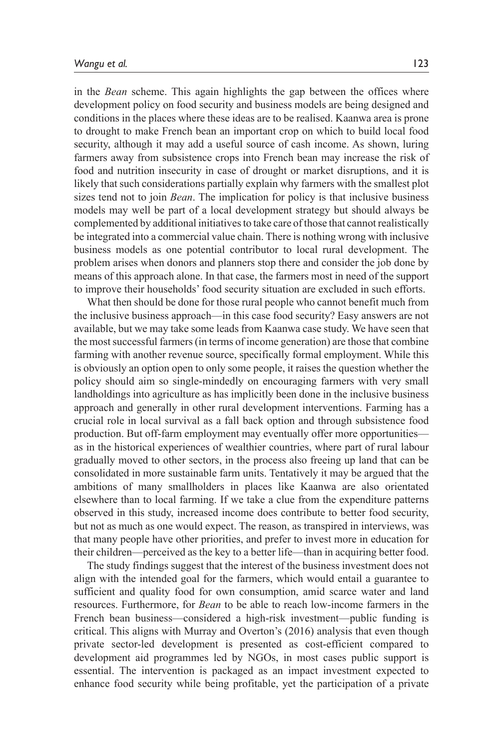in the *Bean* scheme. This again highlights the gap between the offices where development policy on food security and business models are being designed and conditions in the places where these ideas are to be realised. Kaanwa area is prone to drought to make French bean an important crop on which to build local food security, although it may add a useful source of cash income. As shown, luring farmers away from subsistence crops into French bean may increase the risk of food and nutrition insecurity in case of drought or market disruptions, and it is likely that such considerations partially explain why farmers with the smallest plot sizes tend not to join *Bean*. The implication for policy is that inclusive business models may well be part of a local development strategy but should always be complemented by additional initiatives to take care of those that cannot realistically be integrated into a commercial value chain. There is nothing wrong with inclusive business models as one potential contributor to local rural development. The problem arises when donors and planners stop there and consider the job done by means of this approach alone. In that case, the farmers most in need of the support to improve their households' food security situation are excluded in such efforts.

What then should be done for those rural people who cannot benefit much from the inclusive business approach—in this case food security? Easy answers are not available, but we may take some leads from Kaanwa case study. We have seen that the most successful farmers (in terms of income generation) are those that combine farming with another revenue source, specifically formal employment. While this is obviously an option open to only some people, it raises the question whether the policy should aim so single-mindedly on encouraging farmers with very small landholdings into agriculture as has implicitly been done in the inclusive business approach and generally in other rural development interventions. Farming has a crucial role in local survival as a fall back option and through subsistence food production. But off-farm employment may eventually offer more opportunities—as in the historical experiences of wealthier countries, where part of rural labour gradually moved to other sectors, in the process also freeing up land that can be consolidated in more sustainable farm units. Tentatively it may be argued that the ambitions of many smallholders in places like Kaanwa are also orientated elsewhere than to local farming. If we take a clue from the expenditure patterns observed in this study, increased income does contribute to better food security, but not as much as one would expect. The reason, as transpired in interviews, was that many people have other priorities, and prefer to invest more in education for their children—perceived as the key to a better life—than in acquiring better food.

The study findings suggest that the interest of the business investment does not align with the intended goal for the farmers, which would entail a guarantee to sufficient and quality food for own consumption, amid scarce water and land resources. Furthermore, for *Bean* to be able to reach low-income farmers in the French bean business—considered a high-risk investment—public funding is critical. This aligns with Murray and Overton's (2016) analysis that even though private sector-led development is presented as cost-efficient compared to development aid programmes led by NGOs, in most cases public support is essential. The intervention is packaged as an impact investment expected to enhance food security while being profitable, yet the participation of a private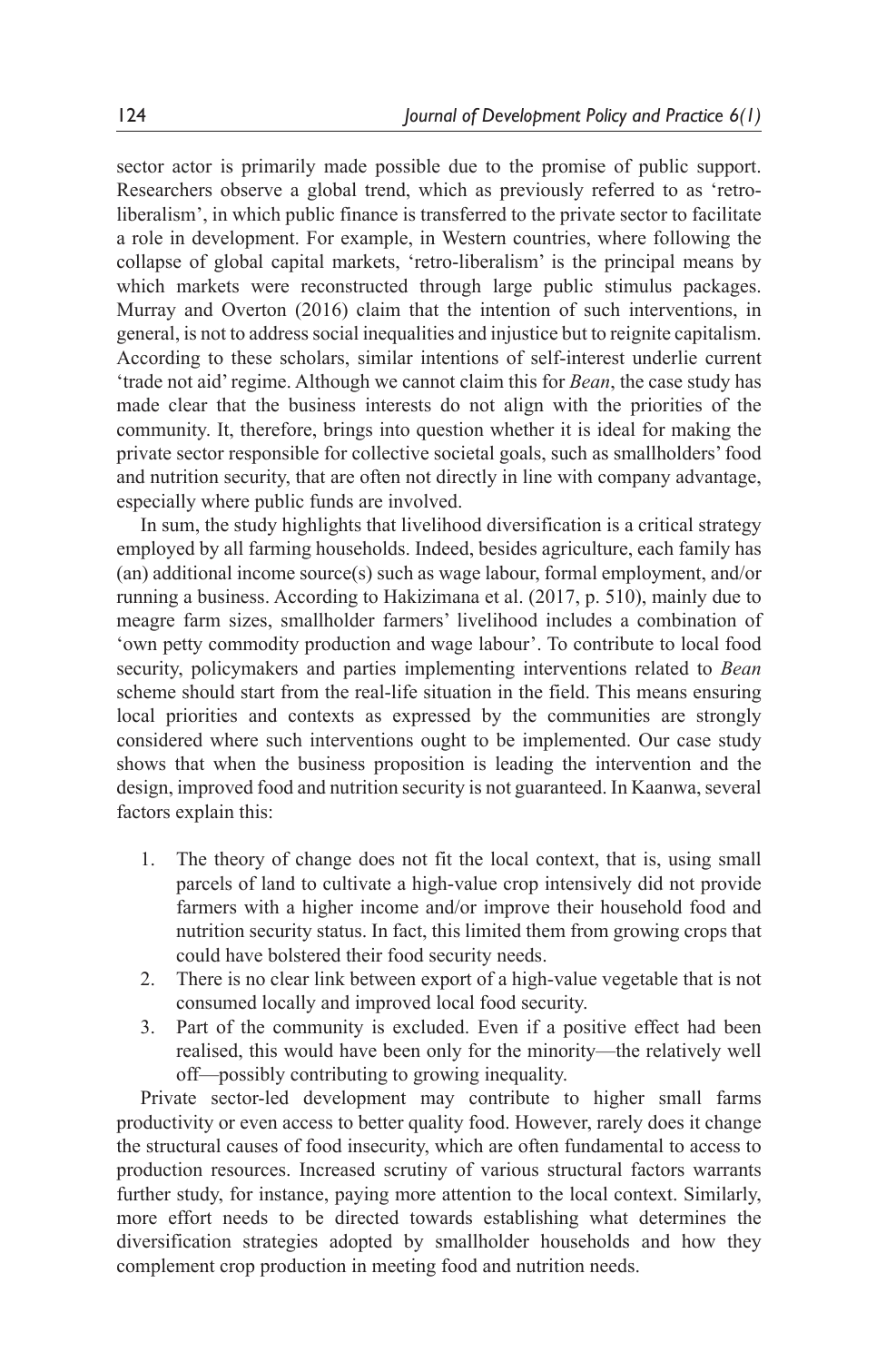sector actor is primarily made possible due to the promise of public support. Researchers observe a global trend, which as previously referred to as 'retro-liberalism', in which public finance is transferred to the private sector to facilitate a role in development. For example, in Western countries, where following the collapse of global capital markets, 'retro-liberalism' is the principal means by which markets were reconstructed through large public stimulus packages. Murray and Overton (2016) claim that the intention of such interventions, in general, is not to address social inequalities and injustice but to reignite capitalism. According to these scholars, similar intentions of self-interest underlie current 'trade not aid' regime. Although we cannot claim this for *Bean*, the case study has made clear that the business interests do not align with the priorities of the community. It, therefore, brings into question whether it is ideal for making the private sector responsible for collective societal goals, such as smallholders' food and nutrition security, that are often not directly in line with company advantage, especially where public funds are involved.

In sum, the study highlights that livelihood diversification is a critical strategy employed by all farming households. Indeed, besides agriculture, each family has (an) additional income source(s) such as wage labour, formal employment, and/or running a business. According to Hakizimana et al. (2017, p. 510), mainly due to meagre farm sizes, smallholder farmers' livelihood includes a combination of 'own petty commodity production and wage labour'. To contribute to local food security, policymakers and parties implementing interventions related to *Bean* scheme should start from the real-life situation in the field. This means ensuring local priorities and contexts as expressed by the communities are strongly considered where such interventions ought to be implemented. Our case study shows that when the business proposition is leading the intervention and the design, improved food and nutrition security is not guaranteed. In Kaanwa, several factors explain this:

1. The theory of change does not fit the local context, that is, using small parcels of land to cultivate a high-value crop intensively did not provide farmers with a higher income and/or improve their household food and nutrition security status. In fact, this limited them from growing crops that could have bolstered their food security needs.
2. There is no clear link between export of a high-value vegetable that is not consumed locally and improved local food security.
3. Part of the community is excluded. Even if a positive effect had been realised, this would have been only for the minority—the relatively well off—possibly contributing to growing inequality.

Private sector-led development may contribute to higher small farms productivity or even access to better quality food. However, rarely does it change the structural causes of food insecurity, which are often fundamental to access to production resources. Increased scrutiny of various structural factors warrants further study, for instance, paying more attention to the local context. Similarly, more effort needs to be directed towards establishing what determines the diversification strategies adopted by smallholder households and how they complement crop production in meeting food and nutrition needs.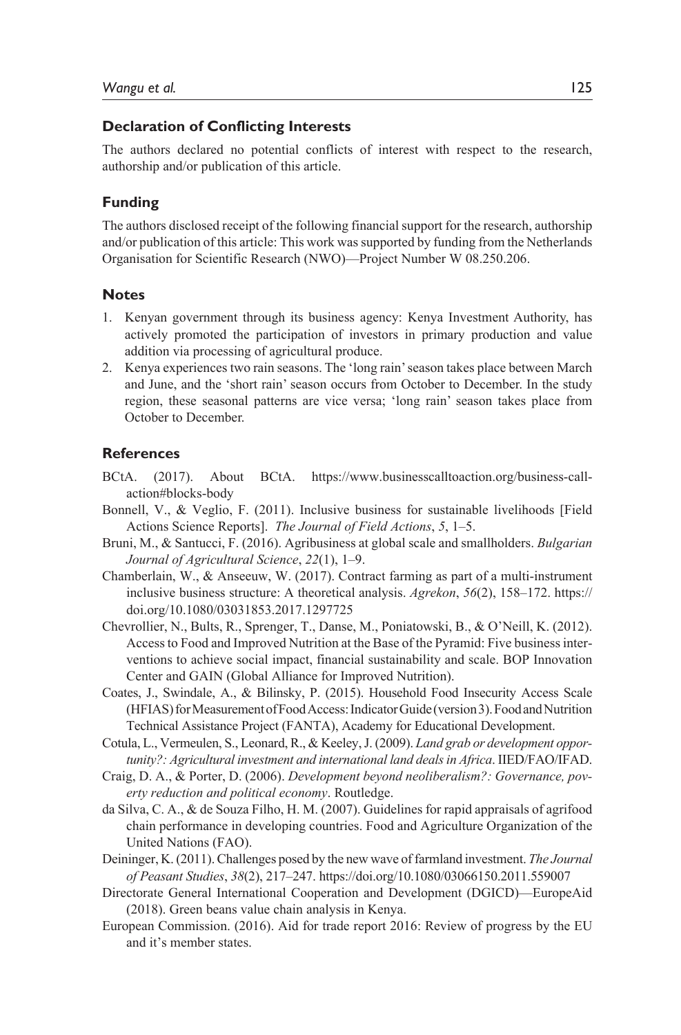## Declaration of Conflicting Interests

The authors declared no potential conflicts of interest with respect to the research, authorship and/or publication of this article.

## Funding

The authors disclosed receipt of the following financial support for the research, authorship and/or publication of this article: This work was supported by funding from the Netherlands Organisation for Scientific Research (NWO)—Project Number W 08.250.206.

## Notes

1. Kenyan government through its business agency: Kenya Investment Authority, has actively promoted the participation of investors in primary production and value addition via processing of agricultural produce.
2. Kenya experiences two rain seasons. The 'long rain' season takes place between March and June, and the 'short rain' season occurs from October to December. In the study region, these seasonal patterns are vice versa; 'long rain' season takes place from October to December.

## References

BCtA. (2017). About BCtA. https://www.businesscalltoaction.org/business-call-action#blocks-body

Bonnell, V., & Veglio, F. (2011). Inclusive business for sustainable livelihoods [Field Actions Science Reports]. *The Journal of Field Actions*, *5*, 1–5.

Bruni, M., & Santucci, F. (2016). Agribusiness at global scale and smallholders. *Bulgarian Journal of Agricultural Science*, *22*(1), 1–9.

Chamberlain, W., & Anseeuw, W. (2017). Contract farming as part of a multi-instrument inclusive business structure: A theoretical analysis. *Agrekon*, *56*(2), 158–172. https://doi.org/10.1080/03031853.2017.1297725

Chevrollier, N., Bults, R., Sprenger, T., Danse, M., Poniatowski, B., & O'Neill, K. (2012). Access to Food and Improved Nutrition at the Base of the Pyramid: Five business interventions to achieve social impact, financial sustainability and scale. BOP Innovation Center and GAIN (Global Alliance for Improved Nutrition).

Coates, J., Swindale, A., & Bilinsky, P. (2015). Household Food Insecurity Access Scale (HFIAS) for Measurement of Food Access: Indicator Guide (version 3). Food and Nutrition Technical Assistance Project (FANTA), Academy for Educational Development.

Cotula, L., Vermeulen, S., Leonard, R., & Keeley, J. (2009). *Land grab or development opportunity?: Agricultural investment and international land deals in Africa*. IIED/FAO/IFAD.

Craig, D. A., & Porter, D. (2006). *Development beyond neoliberalism?: Governance, poverty reduction and political economy*. Routledge.

da Silva, C. A., & de Souza Filho, H. M. (2007). Guidelines for rapid appraisals of agrifood chain performance in developing countries. Food and Agriculture Organization of the United Nations (FAO).

Deininger, K. (2011). Challenges posed by the new wave of farmland investment. *The Journal of Peasant Studies*, *38*(2), 217–247. https://doi.org/10.1080/03066150.2011.559007

Directorate General International Cooperation and Development (DGICD)—EuropeAid (2018). Green beans value chain analysis in Kenya.

European Commission. (2016). Aid for trade report 2016: Review of progress by the EU and it's member states.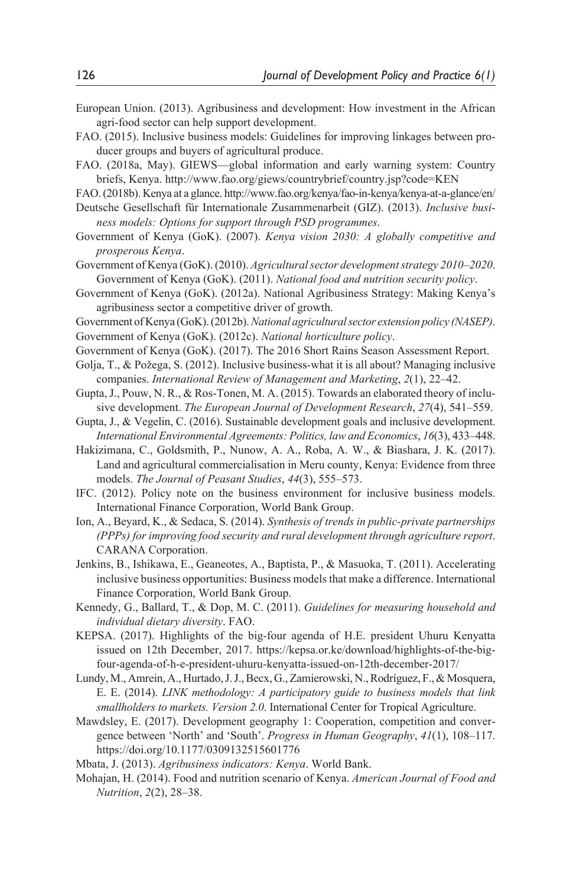European Union. (2013). Agribusiness and development: How investment in the African agri-food sector can help support development.

FAO. (2015). Inclusive business models: Guidelines for improving linkages between producer groups and buyers of agricultural produce.

FAO. (2018a, May). GIEWS—global information and early warning system: Country briefs, Kenya. http://www.fao.org/giews/countrybrief/country.jsp?code=KEN

FAO. (2018b). Kenya at a glance. http://www.fao.org/kenya/fao-in-kenya/kenya-at-a-glance/en/

Deutsche Gesellschaft für Internationale Zusammenarbeit (GIZ). (2013). *Inclusive business models: Options for support through PSD programmes*.

Government of Kenya (GoK). (2007). *Kenya vision 2030: A globally competitive and prosperous Kenya*.

Government of Kenya (GoK). (2010). *Agricultural sector development strategy 2010–2020*. Government of Kenya (GoK). (2011). *National food and nutrition security policy*.

Government of Kenya (GoK). (2012a). National Agribusiness Strategy: Making Kenya's agribusiness sector a competitive driver of growth.

Government of Kenya (GoK). (2012b). *National agricultural sector extension policy (NASEP)*.

Government of Kenya (GoK). (2012c). *National horticulture policy*.

Government of Kenya (GoK). (2017). The 2016 Short Rains Season Assessment Report.

Golja, T., & Požega, S. (2012). Inclusive business-what it is all about? Managing inclusive companies. *International Review of Management and Marketing*, *2*(1), 22–42.

Gupta, J., Pouw, N. R., & Ros-Tonen, M. A. (2015). Towards an elaborated theory of inclusive development. *The European Journal of Development Research*, *27*(4), 541–559.

Gupta, J., & Vegelin, C. (2016). Sustainable development goals and inclusive development. *International Environmental Agreements: Politics, law and Economics*, *16*(3), 433–448.

Hakizimana, C., Goldsmith, P., Nunow, A. A., Roba, A. W., & Biashara, J. K. (2017). Land and agricultural commercialisation in Meru county, Kenya: Evidence from three models. *The Journal of Peasant Studies*, *44*(3), 555–573.

IFC. (2012). Policy note on the business environment for inclusive business models. International Finance Corporation, World Bank Group.

Ion, A., Beyard, K., & Sedaca, S. (2014). *Synthesis of trends in public-private partnerships (PPPs) for improving food security and rural development through agriculture report*. CARANA Corporation.

Jenkins, B., Ishikawa, E., Geaneotes, A., Baptista, P., & Masuoka, T. (2011). Accelerating inclusive business opportunities: Business models that make a difference. International Finance Corporation, World Bank Group.

Kennedy, G., Ballard, T., & Dop, M. C. (2011). *Guidelines for measuring household and individual dietary diversity*. FAO.

KEPSA. (2017). Highlights of the big-four agenda of H.E. president Uhuru Kenyatta issued on 12th December, 2017. https://kepsa.or.ke/download/highlights-of-the-big-four-agenda-of-h-e-president-uhuru-kenyatta-issued-on-12th-december-2017/

Lundy, M., Amrein, A., Hurtado, J. J., Becx, G., Zamierowski, N., Rodríguez, F., & Mosquera, E. E. (2014). *LINK methodology: A participatory guide to business models that link smallholders to markets. Version 2.0*. International Center for Tropical Agriculture.

Mawdsley, E. (2017). Development geography 1: Cooperation, competition and convergence between 'North' and 'South'. *Progress in Human Geography*, *41*(1), 108–117. https://doi.org/10.1177/0309132515601776

Mbata, J. (2013). *Agribusiness indicators: Kenya*. World Bank.

Mohajan, H. (2014). Food and nutrition scenario of Kenya. *American Journal of Food and Nutrition*, *2*(2), 28–38.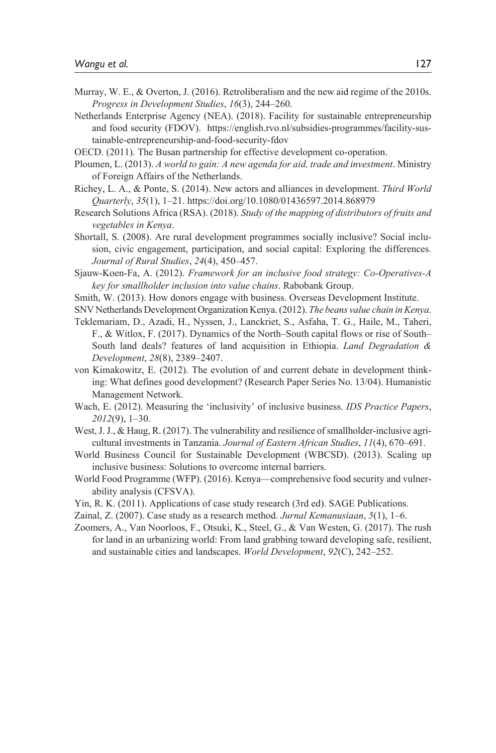Murray, W. E., & Overton, J. (2016). Retroliberalism and the new aid regime of the 2010s. *Progress in Development Studies*, *16*(3), 244–260.

Netherlands Enterprise Agency (NEA). (2018). Facility for sustainable entrepreneurship and food security (FDOV). https://english.rvo.nl/subsidies-programmes/facility-sustainable-entrepreneurship-and-food-security-fdov

OECD. (2011). The Busan partnership for effective development co-operation.

Ploumen, L. (2013). *A world to gain: A new agenda for aid, trade and investment*. Ministry of Foreign Affairs of the Netherlands.

Richey, L. A., & Ponte, S. (2014). New actors and alliances in development. *Third World Quarterly*, *35*(1), 1–21. https://doi.org/10.1080/01436597.2014.868979

Research Solutions Africa (RSA). (2018). *Study of the mapping of distributors of fruits and vegetables in Kenya*.

Shortall, S. (2008). Are rural development programmes socially inclusive? Social inclusion, civic engagement, participation, and social capital: Exploring the differences. *Journal of Rural Studies*, *24*(4), 450–457.

Sjauw-Koen-Fa, A. (2012). *Framework for an inclusive food strategy: Co-Operatives-A key for smallholder inclusion into value chains*. Rabobank Group.

Smith, W. (2013). How donors engage with business. Overseas Development Institute.

SNV Netherlands Development Organization Kenya. (2012). *The beans value chain in Kenya*.

Teklemariam, D., Azadi, H., Nyssen, J., Lanckriet, S., Asfaha, T. G., Haile, M., Taheri, F., & Witlox, F. (2017). Dynamics of the North–South capital flows or rise of South–South land deals? features of land acquisition in Ethiopia. *Land Degradation & Development*, *28*(8), 2389–2407.

von Kimakowitz, E. (2012). The evolution of and current debate in development thinking: What defines good development? (Research Paper Series No. 13/04). Humanistic Management Network.

Wach, E. (2012). Measuring the 'inclusivity' of inclusive business. *IDS Practice Papers*, *2012*(9), 1–30.

West, J. J., & Haug, R. (2017). The vulnerability and resilience of smallholder-inclusive agricultural investments in Tanzania. *Journal of Eastern African Studies*, *11*(4), 670–691.

World Business Council for Sustainable Development (WBCSD). (2013). Scaling up inclusive business: Solutions to overcome internal barriers.

World Food Programme (WFP). (2016). Kenya—comprehensive food security and vulnerability analysis (CFSVA).

Yin, R. K. (2011). Applications of case study research (3rd ed). SAGE Publications.

Zainal, Z. (2007). Case study as a research method. *Jurnal Kemanusiaan*, *5*(1), 1–6.

Zoomers, A., Van Noorloos, F., Otsuki, K., Steel, G., & Van Westen, G. (2017). The rush for land in an urbanizing world: From land grabbing toward developing safe, resilient, and sustainable cities and landscapes. *World Development*, *92*(C), 242–252.